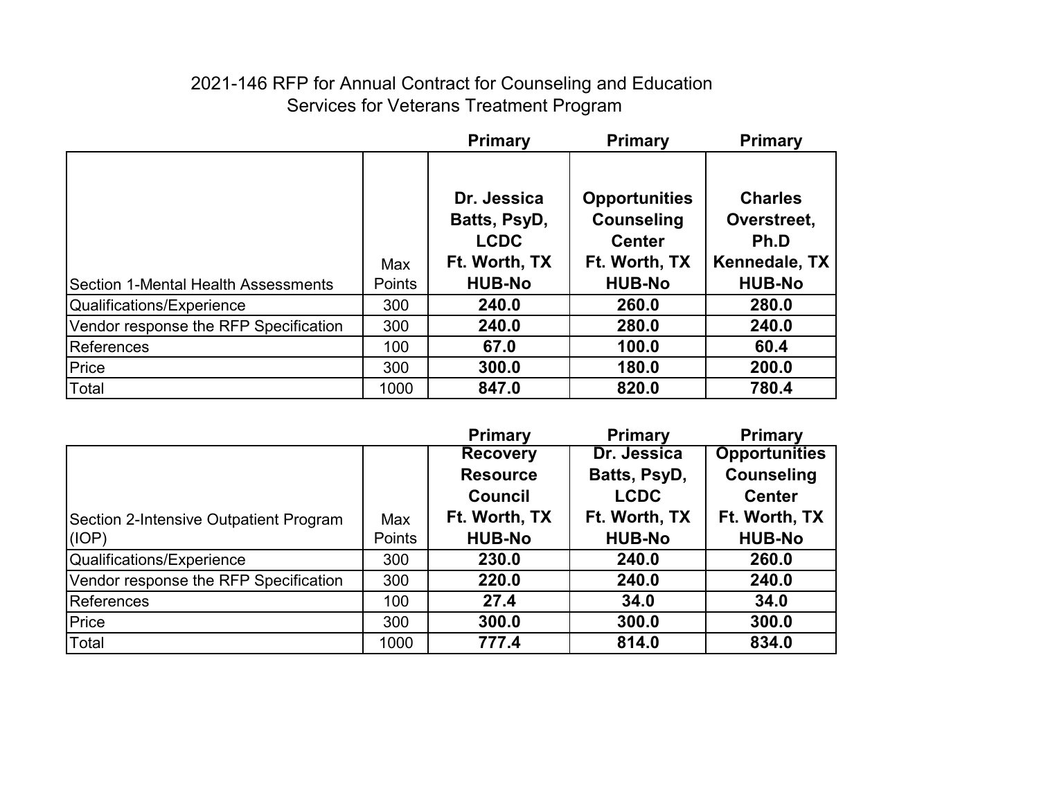# 2021-146 RFP for Annual Contract for Counseling and Education Services for Veterans Treatment Program

| | | Primary | Primary | Primary |
|---|---|---|---|---|
| Section 1-Mental Health Assessments | Max Points | **Dr. Jessica Batts, PsyD, LCDC Ft. Worth, TX HUB-No** | **Opportunities Counseling Center Ft. Worth, TX HUB-No** | **Charles Overstreet, Ph.D Kennedale, TX HUB-No** |
| Qualifications/Experience | 300 | **240.0** | **260.0** | **280.0** |
| Vendor response the RFP Specification | 300 | **240.0** | **280.0** | **240.0** |
| References | 100 | **67.0** | **100.0** | **60.4** |
| Price | 300 | **300.0** | **180.0** | **200.0** |
| Total | 1000 | **847.0** | **820.0** | **780.4** |

| | | Primary | Primary | Primary |
|---|---|---|---|---|
| Section 2-Intensive Outpatient Program (IOP) | Max Points | **Recovery Resource Council Ft. Worth, TX HUB-No** | **Dr. Jessica Batts, PsyD, LCDC Ft. Worth, TX HUB-No** | **Opportunities Counseling Center Ft. Worth, TX HUB-No** |
| Qualifications/Experience | 300 | **230.0** | **240.0** | **260.0** |
| Vendor response the RFP Specification | 300 | **220.0** | **240.0** | **240.0** |
| References | 100 | **27.4** | **34.0** | **34.0** |
| Price | 300 | **300.0** | **300.0** | **300.0** |
| Total | 1000 | **777.4** | **814.0** | **834.0** |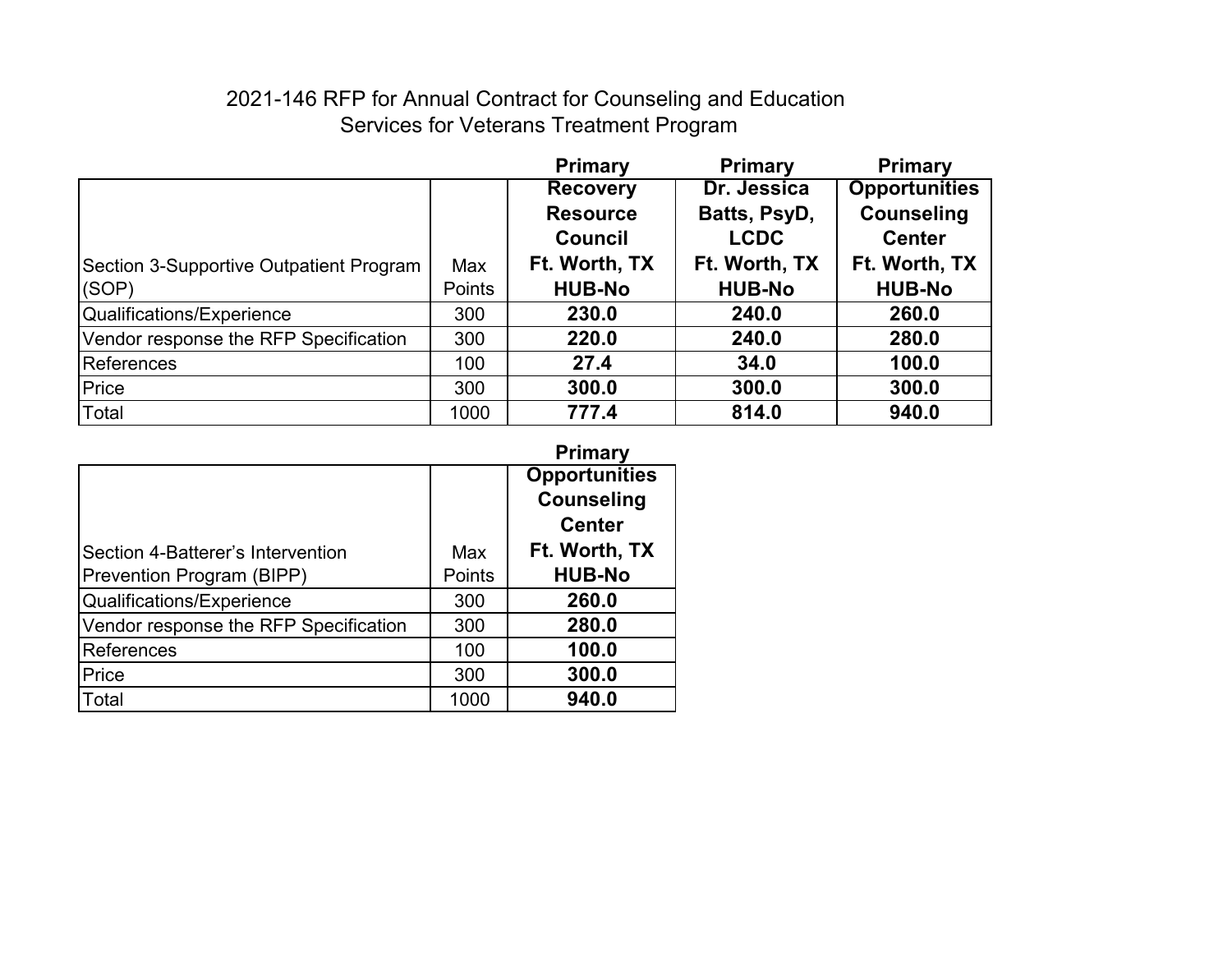# 2021-146 RFP for Annual Contract for Counseling and Education Services for Veterans Treatment Program

| Section 3-Supportive Outpatient Program (SOP) | Max Points | **Primary** **Recovery Resource Council** **Ft. Worth, TX** **HUB-No** | **Primary** **Dr. Jessica Batts, PsyD, LCDC** **Ft. Worth, TX** **HUB-No** | **Primary** **Opportunities Counseling Center** **Ft. Worth, TX** **HUB-No** |
|---|---|---|---|---|
| Qualifications/Experience | 300 | **230.0** | **240.0** | **260.0** |
| Vendor response the RFP Specification | 300 | **220.0** | **240.0** | **280.0** |
| References | 100 | **27.4** | **34.0** | **100.0** |
| Price | 300 | **300.0** | **300.0** | **300.0** |
| Total | 1000 | **777.4** | **814.0** | **940.0** |

| Section 4-Batterer's Intervention Prevention Program (BIPP) | Max Points | **Primary** **Opportunities Counseling Center** **Ft. Worth, TX** **HUB-No** |
|---|---|---|
| Qualifications/Experience | 300 | **260.0** |
| Vendor response the RFP Specification | 300 | **280.0** |
| References | 100 | **100.0** |
| Price | 300 | **300.0** |
| Total | 1000 | **940.0** |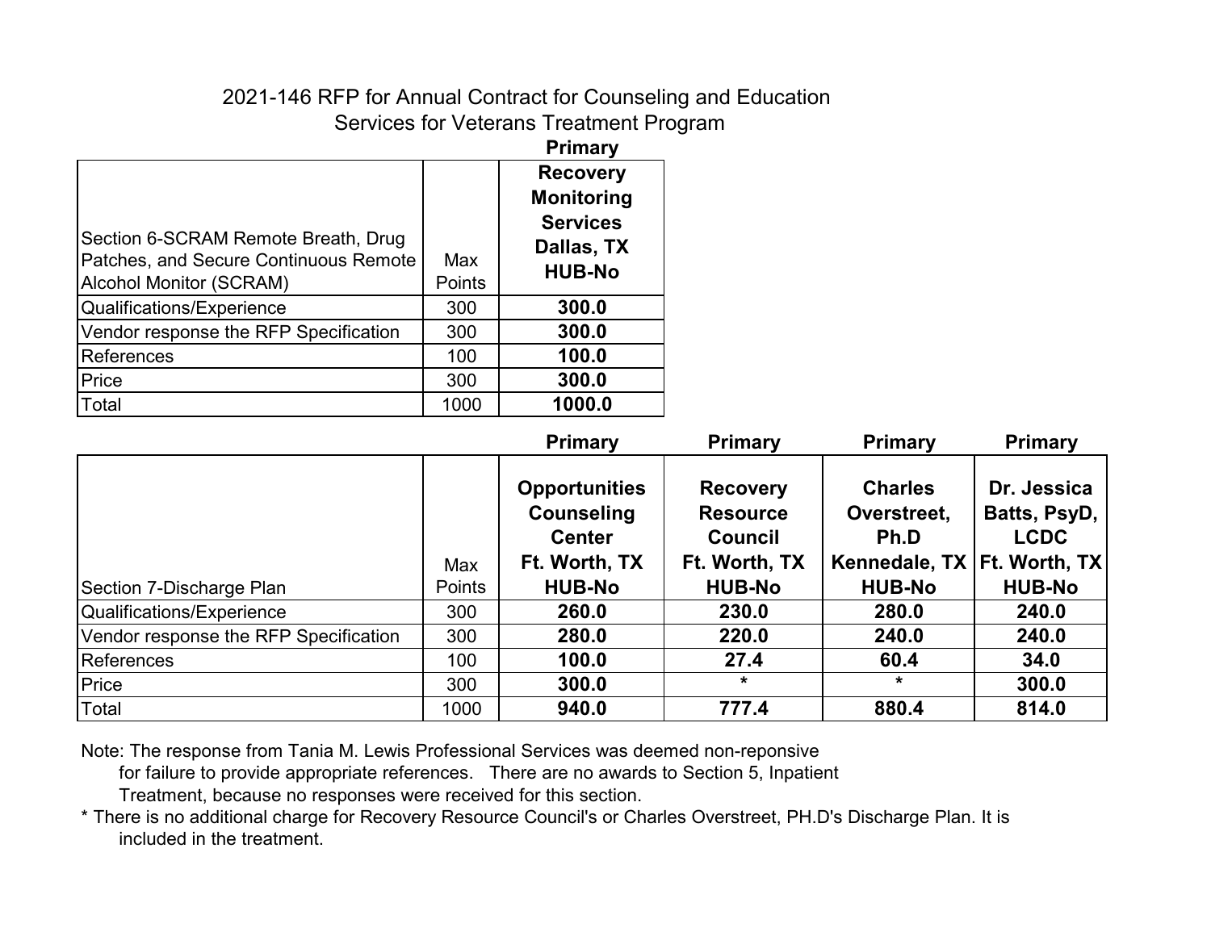2021-146 RFP for Annual Contract for Counseling and Education Services for Veterans Treatment Program

| Section 6-SCRAM Remote Breath, Drug Patches, and Secure Continuous Remote Alcohol Monitor (SCRAM) | Max Points | Primary<br>**Recovery Monitoring Services Dallas, TX HUB-No** |
|---|---|---|
| Qualifications/Experience | 300 | **300.0** |
| Vendor response the RFP Specification | 300 | **300.0** |
| References | 100 | **100.0** |
| Price | 300 | **300.0** |
| Total | 1000 | **1000.0** |

| Section 7-Discharge Plan | Max Points | Primary<br>**Opportunities Counseling Center Ft. Worth, TX HUB-No** | Primary<br>**Recovery Resource Council Ft. Worth, TX HUB-No** | Primary<br>**Charles Overstreet, Ph.D Kennedale, TX HUB-No** | Primary<br>**Dr. Jessica Batts, PsyD, LCDC Ft. Worth, TX HUB-No** |
|---|---|---|---|---|---|
| Qualifications/Experience | 300 | **260.0** | **230.0** | **280.0** | **240.0** |
| Vendor response the RFP Specification | 300 | **280.0** | **220.0** | **240.0** | **240.0** |
| References | 100 | **100.0** | **27.4** | **60.4** | **34.0** |
| Price | 300 | **300.0** | **\*** | **\*** | **300.0** |
| Total | 1000 | **940.0** | **777.4** | **880.4** | **814.0** |

Note: The response from Tania M. Lewis Professional Services was deemed non-reponsive for failure to provide appropriate references. There are no awards to Section 5, Inpatient Treatment, because no responses were received for this section.

\* There is no additional charge for Recovery Resource Council's or Charles Overstreet, PH.D's Discharge Plan. It is included in the treatment.